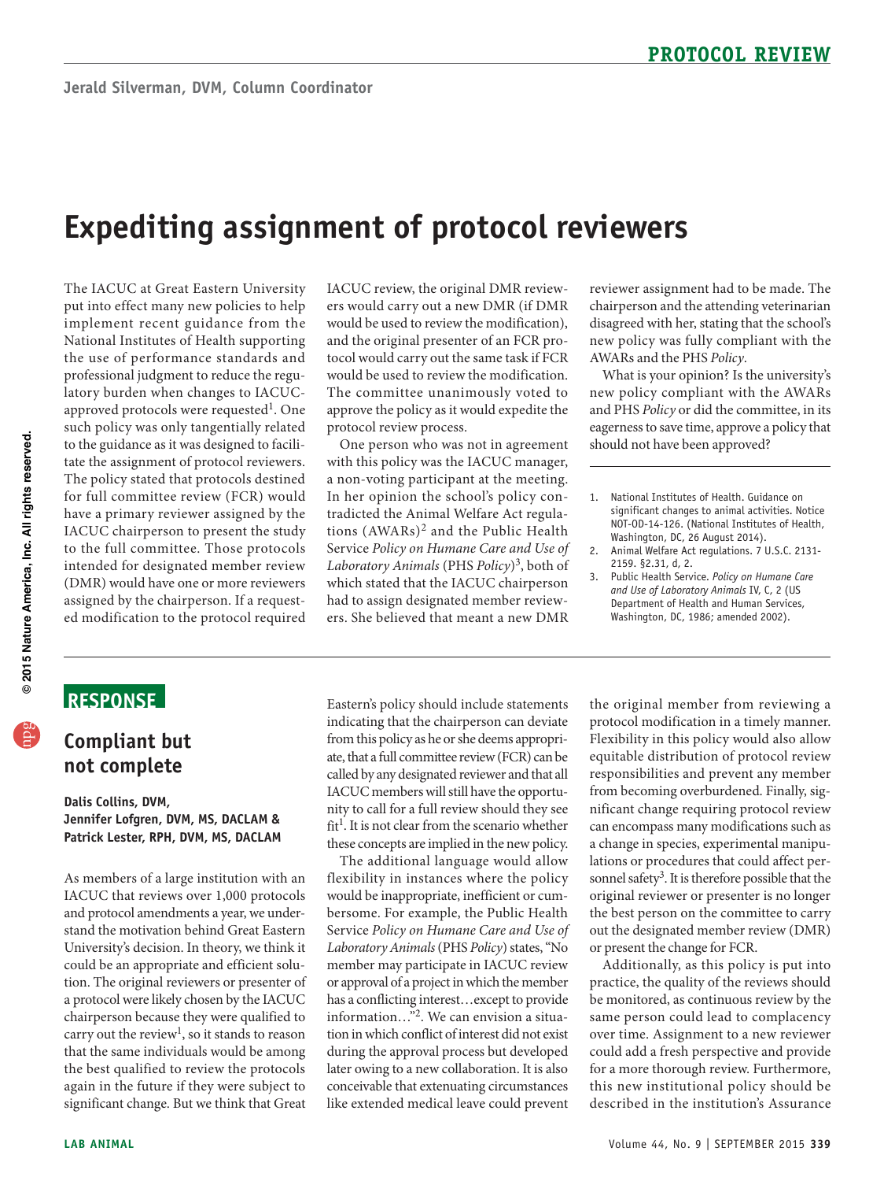# Expediting assignment of protocol reviewers

Jerald Silverman, DVM, Column Coordinator

The IACUC at Great Eastern University put into effect many new policies to help implement recent guidance from the National Institutes of Health supporting the use of performance standards and professional judgment to reduce the regulatory burden when changes to IACUC-approved protocols were requested[1]. One such policy was only tangentially related to the guidance as it was designed to facilitate the assignment of protocol reviewers. The policy stated that protocols destined for full committee review (FCR) would have a primary reviewer assigned by the IACUC chairperson to present the study to the full committee. Those protocols intended for designated member review (DMR) would have one or more reviewers assigned by the chairperson. If a requested modification to the protocol required IACUC review, the original DMR reviewers would carry out a new DMR (if DMR would be used to review the modification), and the original presenter of an FCR protocol would carry out the same task if FCR would be used to review the modification. The committee unanimously voted to approve the policy as it would expedite the protocol review process.

One person who was not in agreement with this policy was the IACUC manager, a non-voting participant at the meeting. In her opinion the school's policy contradicted the Animal Welfare Act regulations (AWARs)[2] and the Public Health Service *Policy on Humane Care and Use of Laboratory Animals* (PHS *Policy*)[3], both of which stated that the IACUC chairperson had to assign designated member reviewers. She believed that meant a new DMR reviewer assignment had to be made. The chairperson and the attending veterinarian disagreed with her, stating that the school's new policy was fully compliant with the AWARs and the PHS *Policy*.

What is your opinion? Is the university's new policy compliant with the AWARs and PHS *Policy* or did the committee, in its eagerness to save time, approve a policy that should not have been approved?

1. National Institutes of Health. Guidance on significant changes to animal activities. Notice NOT-OD-14-126. (National Institutes of Health, Washington, DC, 26 August 2014).
2. Animal Welfare Act regulations. 7 U.S.C. 2131-2159. §2.31, d, 2.
3. Public Health Service. *Policy on Humane Care and Use of Laboratory Animals* IV, C, 2 (US Department of Health and Human Services, Washington, DC, 1986; amended 2002).

## RESPONSE

### Compliant but not complete

**Dalis Collins, DVM, Jennifer Lofgren, DVM, MS, DACLAM & Patrick Lester, RPH, DVM, MS, DACLAM**

As members of a large institution with an IACUC that reviews over 1,000 protocols and protocol amendments a year, we understand the motivation behind Great Eastern University's decision. In theory, we think it could be an appropriate and efficient solution. The original reviewers or presenter of a protocol were likely chosen by the IACUC chairperson because they were qualified to carry out the review[1], so it stands to reason that the same individuals would be among the best qualified to review the protocols again in the future if they were subject to significant change. But we think that Great Eastern's policy should include statements indicating that the chairperson can deviate from this policy as he or she deems appropriate, that a full committee review (FCR) can be called by any designated reviewer and that all IACUC members will still have the opportunity to call for a full review should they see fit[1]. It is not clear from the scenario whether these concepts are implied in the new policy.

The additional language would allow flexibility in instances where the policy would be inappropriate, inefficient or cumbersome. For example, the Public Health Service *Policy on Humane Care and Use of Laboratory Animals* (PHS *Policy*) states, "No member may participate in IACUC review or approval of a project in which the member has a conflicting interest…except to provide information…"[2]. We can envision a situation in which conflict of interest did not exist during the approval process but developed later owing to a new collaboration. It is also conceivable that extenuating circumstances like extended medical leave could prevent the original member from reviewing a protocol modification in a timely manner. Flexibility in this policy would also allow equitable distribution of protocol review responsibilities and prevent any member from becoming overburdened. Finally, significant change requiring protocol review can encompass many modifications such as a change in species, experimental manipulations or procedures that could affect personnel safety[3]. It is therefore possible that the original reviewer or presenter is no longer the best person on the committee to carry out the designated member review (DMR) or present the change for FCR.

Additionally, as this policy is put into practice, the quality of the reviews should be monitored, as continuous review by the same person could lead to complacency over time. Assignment to a new reviewer could add a fresh perspective and provide for a more thorough review. Furthermore, this new institutional policy should be described in the institution's Assurance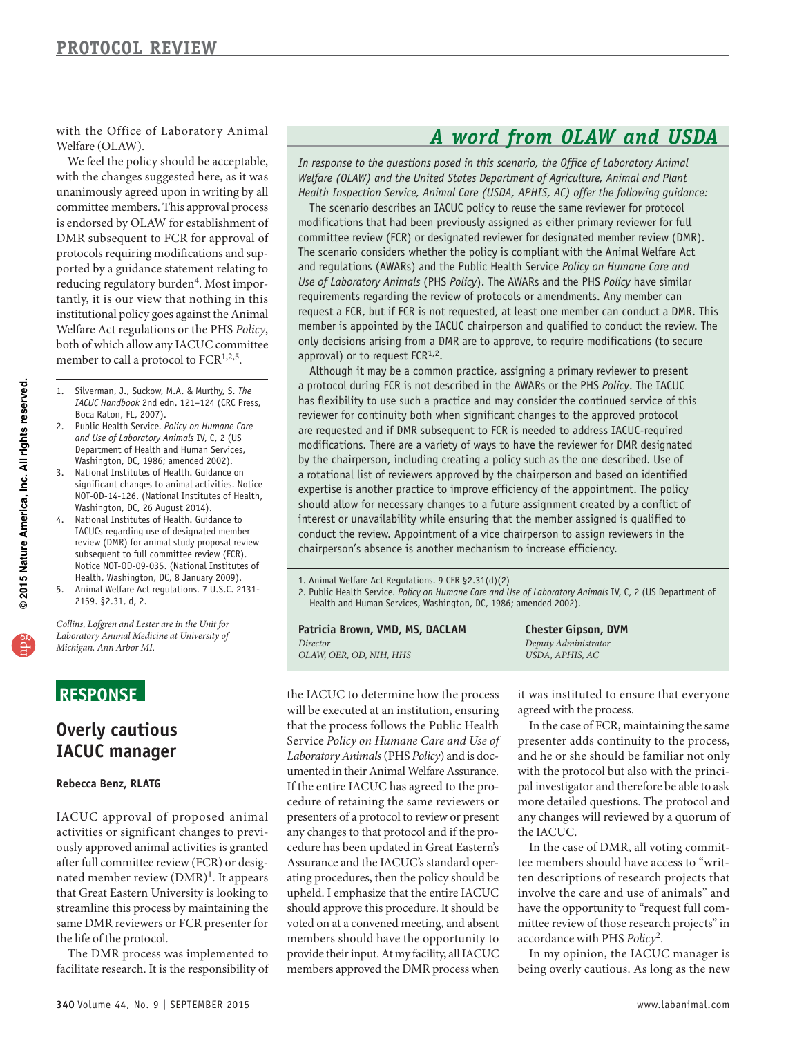with the Office of Laboratory Animal Welfare (OLAW).

We feel the policy should be acceptable, with the changes suggested here, as it was unanimously agreed upon in writing by all committee members. This approval process is endorsed by OLAW for establishment of DMR subsequent to FCR for approval of protocols requiring modifications and supported by a guidance statement relating to reducing regulatory burden[4]. Most importantly, it is our view that nothing in this institutional policy goes against the Animal Welfare Act regulations or the PHS *Policy*, both of which allow any IACUC committee member to call a protocol to FCR[1,2,5].

1. Silverman, J., Suckow, M.A. & Murthy, S. *The IACUC Handbook* 2nd edn. 121–124 (CRC Press, Boca Raton, FL, 2007).
2. Public Health Service. *Policy on Humane Care and Use of Laboratory Animals* IV, C, 2 (US Department of Health and Human Services, Washington, DC, 1986; amended 2002).
3. National Institutes of Health. Guidance on significant changes to animal activities. Notice NOT-OD-14-126. (National Institutes of Health, Washington, DC, 26 August 2014).
4. National Institutes of Health. Guidance to IACUCs regarding use of designated member review (DMR) for animal study proposal review subsequent to full committee review (FCR). Notice NOT-OD-09-035. (National Institutes of Health, Washington, DC, 8 January 2009).
5. Animal Welfare Act regulations. 7 U.S.C. 2131-2159. §2.31, d, 2.

*Collins, Lofgren and Lester are in the Unit for Laboratory Animal Medicine at University of Michigan, Ann Arbor MI.*

## A word from OLAW and USDA

*In response to the questions posed in this scenario, the Office of Laboratory Animal Welfare (OLAW) and the United States Department of Agriculture, Animal and Plant Health Inspection Service, Animal Care (USDA, APHIS, AC) offer the following guidance:*

The scenario describes an IACUC policy to reuse the same reviewer for protocol modifications that had been previously assigned as either primary reviewer for full committee review (FCR) or designated reviewer for designated member review (DMR). The scenario considers whether the policy is compliant with the Animal Welfare Act and regulations (AWARs) and the Public Health Service *Policy on Humane Care and Use of Laboratory Animals* (PHS *Policy*). The AWARs and the PHS *Policy* have similar requirements regarding the review of protocols or amendments. Any member can request a FCR, but if FCR is not requested, at least one member can conduct a DMR. This member is appointed by the IACUC chairperson and qualified to conduct the review. The only decisions arising from a DMR are to approve, to require modifications (to secure approval) or to request FCR[1,2].

Although it may be a common practice, assigning a primary reviewer to present a protocol during FCR is not described in the AWARs or the PHS *Policy*. The IACUC has flexibility to use such a practice and may consider the continued service of this reviewer for continuity both when significant changes to the approved protocol are requested and if DMR subsequent to FCR is needed to address IACUC-required modifications. There are a variety of ways to have the reviewer for DMR designated by the chairperson, including creating a policy such as the one described. Use of a rotational list of reviewers approved by the chairperson and based on identified expertise is another practice to improve efficiency of the appointment. The policy should allow for necessary changes to a future assignment created by a conflict of interest or unavailability while ensuring that the member assigned is qualified to conduct the review. Appointment of a vice chairperson to assign reviewers in the chairperson's absence is another mechanism to increase efficiency.

1. Animal Welfare Act Regulations. 9 CFR §2.31(d)(2)
2. Public Health Service. *Policy on Humane Care and Use of Laboratory Animals* IV, C, 2 (US Department of Health and Human Services, Washington, DC, 1986; amended 2002).

**Patricia Brown, VMD, MS, DACLAM**
*Director*
*OLAW, OER, OD, NIH, HHS*

**Chester Gipson, DVM**
*Deputy Administrator*
*USDA, APHIS, AC*

## RESPONSE

### Overly cautious IACUC manager

**Rebecca Benz, RLATG**

IACUC approval of proposed animal activities or significant changes to previously approved animal activities is granted after full committee review (FCR) or designated member review (DMR)[1]. It appears that Great Eastern University is looking to streamline this process by maintaining the same DMR reviewers or FCR presenter for the life of the protocol.

The DMR process was implemented to facilitate research. It is the responsibility of the IACUC to determine how the process will be executed at an institution, ensuring that the process follows the Public Health Service *Policy on Humane Care and Use of Laboratory Animals* (PHS *Policy*) and is documented in their Animal Welfare Assurance. If the entire IACUC has agreed to the procedure of retaining the same reviewers or presenters of a protocol to review or present any changes to that protocol and if the procedure has been updated in Great Eastern's Assurance and the IACUC's standard operating procedures, then the policy should be upheld. I emphasize that the entire IACUC should approve this procedure. It should be voted on at a convened meeting, and absent members should have the opportunity to provide their input. At my facility, all IACUC members approved the DMR process when it was instituted to ensure that everyone agreed with the process.

In the case of FCR, maintaining the same presenter adds continuity to the process, and he or she should be familiar not only with the protocol but also with the principal investigator and therefore be able to ask more detailed questions. The protocol and any changes will still be reviewed by a quorum of the IACUC.

In the case of DMR, all voting committee members should have access to "written descriptions of research projects that involve the care and use of animals" and have the opportunity to "request full committee review of those research projects" in accordance with PHS *Policy*[2].

In my opinion, the IACUC manager is being overly cautious. As long as the new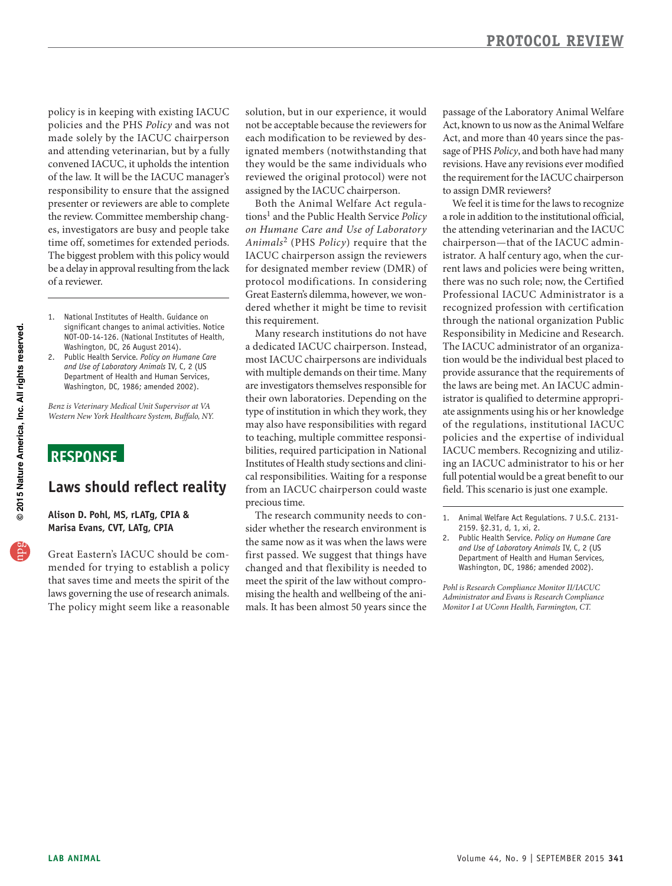policy is in keeping with existing IACUC policies and the PHS *Policy* and was not made solely by the IACUC chairperson and attending veterinarian, but by a fully convened IACUC, it upholds the intention of the law. It will be the IACUC manager's responsibility to ensure that the assigned presenter or reviewers are able to complete the review. Committee membership changes, investigators are busy and people take time off, sometimes for extended periods. The biggest problem with this policy would be a delay in approval resulting from the lack of a reviewer.

1. National Institutes of Health. Guidance on significant changes to animal activities. Notice NOT-OD-14-126. (National Institutes of Health, Washington, DC, 26 August 2014).
2. Public Health Service. *Policy on Humane Care and Use of Laboratory Animals* IV, C, 2 (US Department of Health and Human Services, Washington, DC, 1986; amended 2002).

*Benz is Veterinary Medical Unit Supervisor at VA Western New York Healthcare System, Buffalo, NY.*

## RESPONSE

## Laws should reflect reality

**Alison D. Pohl, MS, rLATg, CPIA & Marisa Evans, CVT, LATg, CPIA**

Great Eastern's IACUC should be commended for trying to establish a policy that saves time and meets the spirit of the laws governing the use of research animals. The policy might seem like a reasonable solution, but in our experience, it would not be acceptable because the reviewers for each modification to be reviewed by designated members (notwithstanding that they would be the same individuals who reviewed the original protocol) were not assigned by the IACUC chairperson.

Both the Animal Welfare Act regulations[1] and the Public Health Service *Policy on Humane Care and Use of Laboratory Animals*[2] (PHS *Policy*) require that the IACUC chairperson assign the reviewers for designated member review (DMR) of protocol modifications. In considering Great Eastern's dilemma, however, we wondered whether it might be time to revisit this requirement.

Many research institutions do not have a dedicated IACUC chairperson. Instead, most IACUC chairpersons are individuals with multiple demands on their time. Many are investigators themselves responsible for their own laboratories. Depending on the type of institution in which they work, they may also have responsibilities with regard to teaching, multiple committee responsibilities, required participation in National Institutes of Health study sections and clinical responsibilities. Waiting for a response from an IACUC chairperson could waste precious time.

The research community needs to consider whether the research environment is the same now as it was when the laws were first passed. We suggest that things have changed and that flexibility is needed to meet the spirit of the law without compromising the health and wellbeing of the animals. It has been almost 50 years since the passage of the Laboratory Animal Welfare Act, known to us now as the Animal Welfare Act, and more than 40 years since the passage of PHS *Policy*, and both have had many revisions. Have any revisions ever modified the requirement for the IACUC chairperson to assign DMR reviewers?

We feel it is time for the laws to recognize a role in addition to the institutional official, the attending veterinarian and the IACUC chairperson—that of the IACUC administrator. A half century ago, when the current laws and policies were being written, there was no such role; now, the Certified Professional IACUC Administrator is a recognized profession with certification through the national organization Public Responsibility in Medicine and Research. The IACUC administrator of an organization would be the individual best placed to provide assurance that the requirements of the laws are being met. An IACUC administrator is qualified to determine appropriate assignments using his or her knowledge of the regulations, institutional IACUC policies and the expertise of individual IACUC members. Recognizing and utilizing an IACUC administrator to his or her full potential would be a great benefit to our field. This scenario is just one example.

1. Animal Welfare Act Regulations. 7 U.S.C. 2131-2159. §2.31, d, 1, xi, 2.
2. Public Health Service. *Policy on Humane Care and Use of Laboratory Animals* IV, C, 2 (US Department of Health and Human Services, Washington, DC, 1986; amended 2002).

*Pohl is Research Compliance Monitor II/IACUC Administrator and Evans is Research Compliance Monitor I at UConn Health, Farmington, CT.*